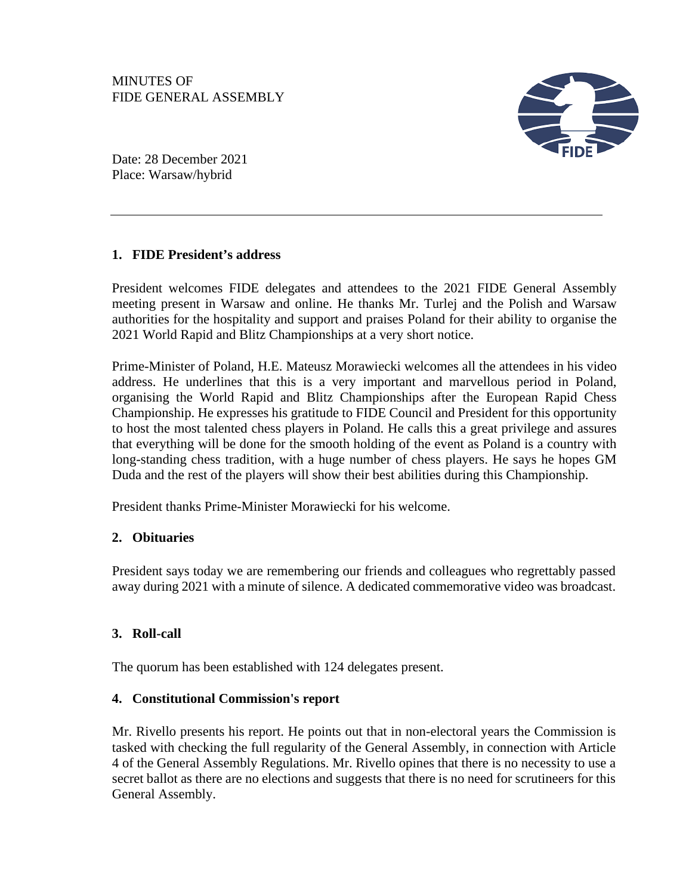MINUTES OF
FIDE GENERAL ASSEMBLY

Date: 28 December 2021
Place: Warsaw/hybrid

---

## 1. FIDE President's address

President welcomes FIDE delegates and attendees to the 2021 FIDE General Assembly meeting present in Warsaw and online. He thanks Mr. Turlej and the Polish and Warsaw authorities for the hospitality and support and praises Poland for their ability to organise the 2021 World Rapid and Blitz Championships at a very short notice.

Prime-Minister of Poland, H.E. Mateusz Morawiecki welcomes all the attendees in his video address. He underlines that this is a very important and marvellous period in Poland, organising the World Rapid and Blitz Championships after the European Rapid Chess Championship. He expresses his gratitude to FIDE Council and President for this opportunity to host the most talented chess players in Poland. He calls this a great privilege and assures that everything will be done for the smooth holding of the event as Poland is a country with long-standing chess tradition, with a huge number of chess players. He says he hopes GM Duda and the rest of the players will show their best abilities during this Championship.

President thanks Prime-Minister Morawiecki for his welcome.

## 2. Obituaries

President says today we are remembering our friends and colleagues who regrettably passed away during 2021 with a minute of silence. A dedicated commemorative video was broadcast.

## 3. Roll-call

The quorum has been established with 124 delegates present.

## 4. Constitutional Commission's report

Mr. Rivello presents his report. He points out that in non-electoral years the Commission is tasked with checking the full regularity of the General Assembly, in connection with Article 4 of the General Assembly Regulations. Mr. Rivello opines that there is no necessity to use a secret ballot as there are no elections and suggests that there is no need for scrutineers for this General Assembly.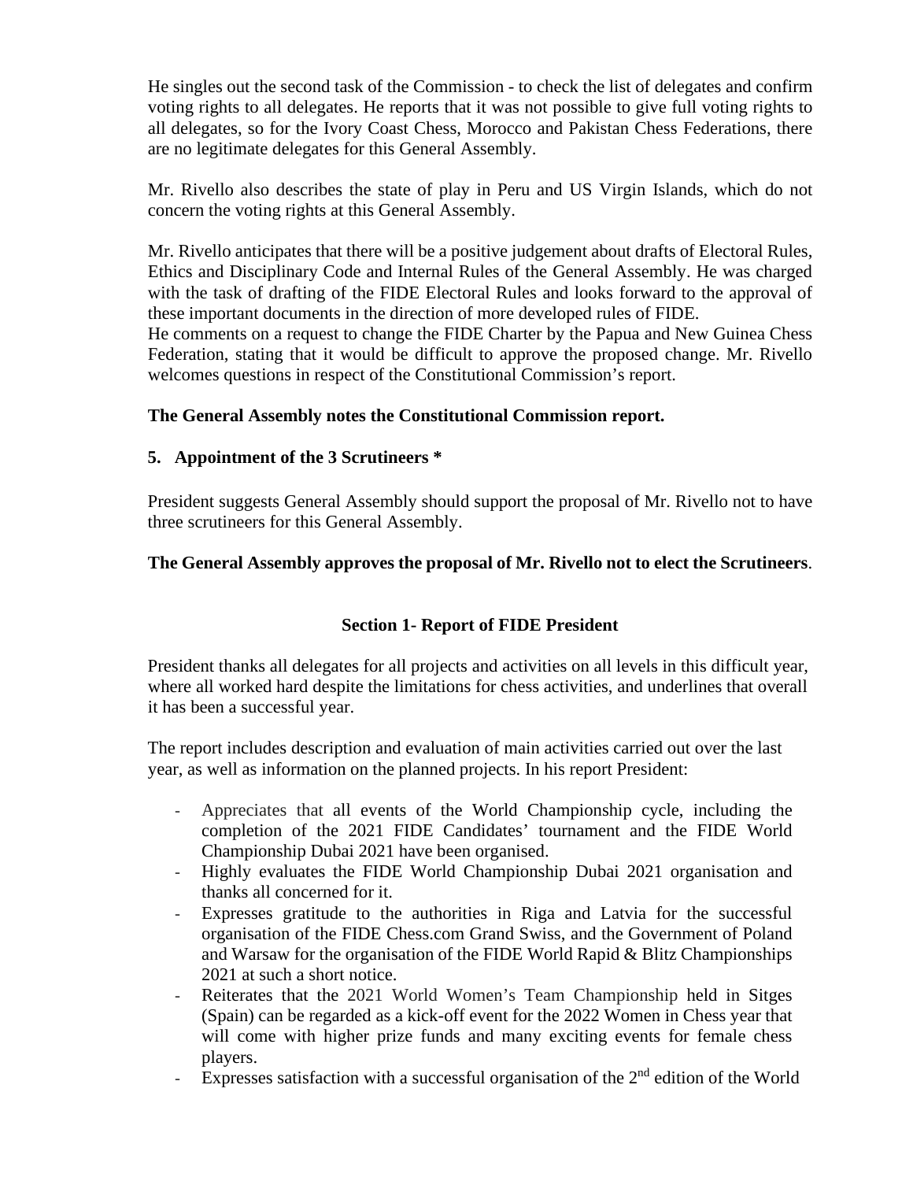He singles out the second task of the Commission - to check the list of delegates and confirm voting rights to all delegates. He reports that it was not possible to give full voting rights to all delegates, so for the Ivory Coast Chess, Morocco and Pakistan Chess Federations, there are no legitimate delegates for this General Assembly.

Mr. Rivello also describes the state of play in Peru and US Virgin Islands, which do not concern the voting rights at this General Assembly.

Mr. Rivello anticipates that there will be a positive judgement about drafts of Electoral Rules, Ethics and Disciplinary Code and Internal Rules of the General Assembly. He was charged with the task of drafting of the FIDE Electoral Rules and looks forward to the approval of these important documents in the direction of more developed rules of FIDE.
He comments on a request to change the FIDE Charter by the Papua and New Guinea Chess Federation, stating that it would be difficult to approve the proposed change. Mr. Rivello welcomes questions in respect of the Constitutional Commission's report.

**The General Assembly notes the Constitutional Commission report.**

## 5. Appointment of the 3 Scrutineers *

President suggests General Assembly should support the proposal of Mr. Rivello not to have three scrutineers for this General Assembly.

**The General Assembly approves the proposal of Mr. Rivello not to elect the Scrutineers**.

## Section 1- Report of FIDE President

President thanks all delegates for all projects and activities on all levels in this difficult year, where all worked hard despite the limitations for chess activities, and underlines that overall it has been a successful year.

The report includes description and evaluation of main activities carried out over the last year, as well as information on the planned projects. In his report President:

- Appreciates that all events of the World Championship cycle, including the completion of the 2021 FIDE Candidates' tournament and the FIDE World Championship Dubai 2021 have been organised.
- Highly evaluates the FIDE World Championship Dubai 2021 organisation and thanks all concerned for it.
- Expresses gratitude to the authorities in Riga and Latvia for the successful organisation of the FIDE Chess.com Grand Swiss, and the Government of Poland and Warsaw for the organisation of the FIDE World Rapid & Blitz Championships 2021 at such a short notice.
- Reiterates that the 2021 World Women's Team Championship held in Sitges (Spain) can be regarded as a kick-off event for the 2022 Women in Chess year that will come with higher prize funds and many exciting events for female chess players.
- Expresses satisfaction with a successful organisation of the 2nd edition of the World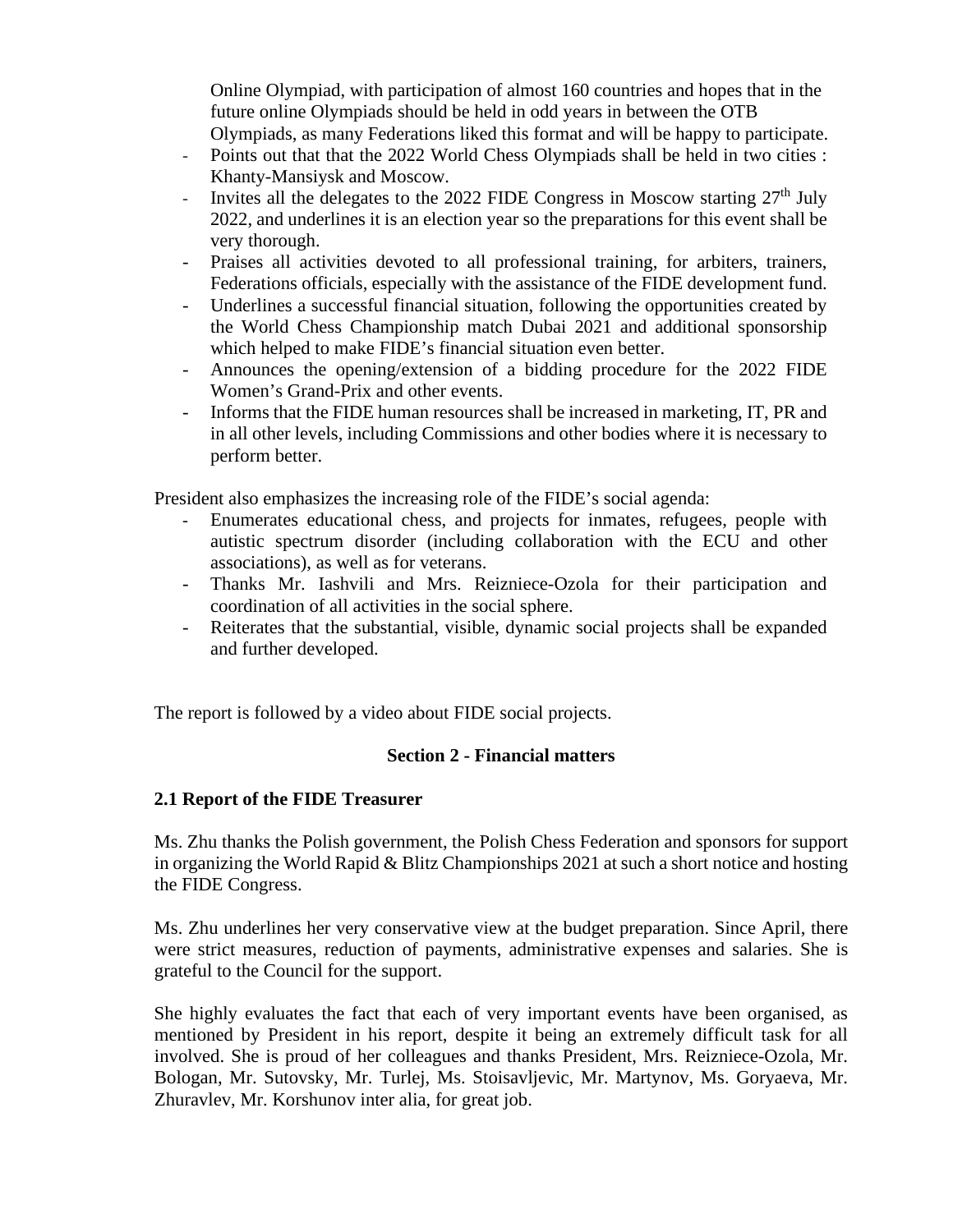Online Olympiad, with participation of almost 160 countries and hopes that in the future online Olympiads should be held in odd years in between the OTB Olympiads, as many Federations liked this format and will be happy to participate.

- Points out that that the 2022 World Chess Olympiads shall be held in two cities : Khanty-Mansiysk and Moscow.
- Invites all the delegates to the 2022 FIDE Congress in Moscow starting 27th July 2022, and underlines it is an election year so the preparations for this event shall be very thorough.
- Praises all activities devoted to all professional training, for arbiters, trainers, Federations officials, especially with the assistance of the FIDE development fund.
- Underlines a successful financial situation, following the opportunities created by the World Chess Championship match Dubai 2021 and additional sponsorship which helped to make FIDE's financial situation even better.
- Announces the opening/extension of a bidding procedure for the 2022 FIDE Women's Grand-Prix and other events.
- Informs that the FIDE human resources shall be increased in marketing, IT, PR and in all other levels, including Commissions and other bodies where it is necessary to perform better.

President also emphasizes the increasing role of the FIDE's social agenda:

- Enumerates educational chess, and projects for inmates, refugees, people with autistic spectrum disorder (including collaboration with the ECU and other associations), as well as for veterans.
- Thanks Mr. Iashvili and Mrs. Reizniece-Ozola for their participation and coordination of all activities in the social sphere.
- Reiterates that the substantial, visible, dynamic social projects shall be expanded and further developed.

The report is followed by a video about FIDE social projects.

## Section 2 - Financial matters

### 2.1 Report of the FIDE Treasurer

Ms. Zhu thanks the Polish government, the Polish Chess Federation and sponsors for support in organizing the World Rapid & Blitz Championships 2021 at such a short notice and hosting the FIDE Congress.

Ms. Zhu underlines her very conservative view at the budget preparation. Since April, there were strict measures, reduction of payments, administrative expenses and salaries. She is grateful to the Council for the support.

She highly evaluates the fact that each of very important events have been organised, as mentioned by President in his report, despite it being an extremely difficult task for all involved. She is proud of her colleagues and thanks President, Mrs. Reizniece-Ozola, Mr. Bologan, Mr. Sutovsky, Mr. Turlej, Ms. Stoisavljevic, Mr. Martynov, Ms. Goryaeva, Mr. Zhuravlev, Mr. Korshunov inter alia, for great job.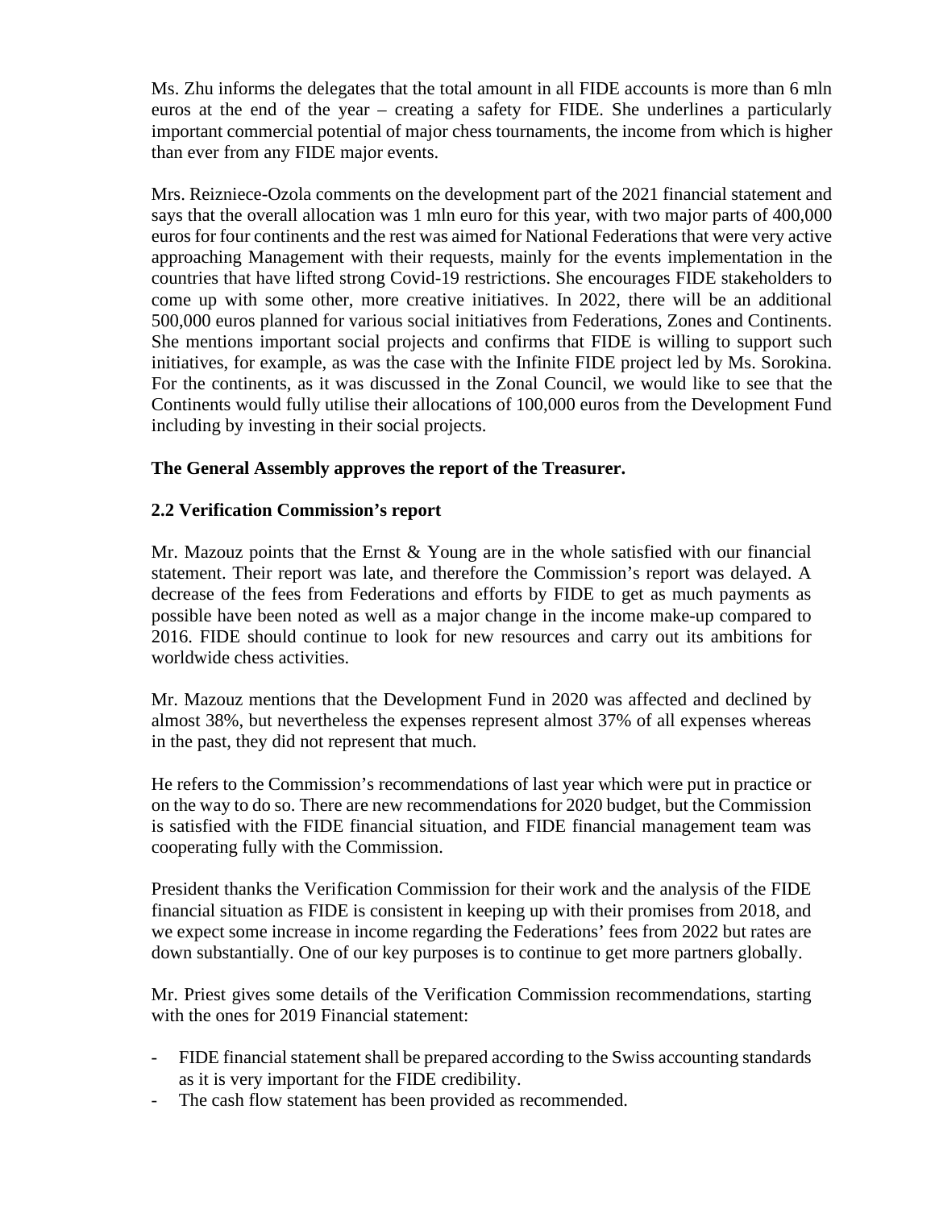Ms. Zhu informs the delegates that the total amount in all FIDE accounts is more than 6 mln euros at the end of the year – creating a safety for FIDE. She underlines a particularly important commercial potential of major chess tournaments, the income from which is higher than ever from any FIDE major events.

Mrs. Reizniece-Ozola comments on the development part of the 2021 financial statement and says that the overall allocation was 1 mln euro for this year, with two major parts of 400,000 euros for four continents and the rest was aimed for National Federations that were very active approaching Management with their requests, mainly for the events implementation in the countries that have lifted strong Covid-19 restrictions. She encourages FIDE stakeholders to come up with some other, more creative initiatives. In 2022, there will be an additional 500,000 euros planned for various social initiatives from Federations, Zones and Continents. She mentions important social projects and confirms that FIDE is willing to support such initiatives, for example, as was the case with the Infinite FIDE project led by Ms. Sorokina. For the continents, as it was discussed in the Zonal Council, we would like to see that the Continents would fully utilise their allocations of 100,000 euros from the Development Fund including by investing in their social projects.

**The General Assembly approves the report of the Treasurer.**

**2.2 Verification Commission's report**

Mr. Mazouz points that the Ernst & Young are in the whole satisfied with our financial statement. Their report was late, and therefore the Commission's report was delayed. A decrease of the fees from Federations and efforts by FIDE to get as much payments as possible have been noted as well as a major change in the income make-up compared to 2016. FIDE should continue to look for new resources and carry out its ambitions for worldwide chess activities.

Mr. Mazouz mentions that the Development Fund in 2020 was affected and declined by almost 38%, but nevertheless the expenses represent almost 37% of all expenses whereas in the past, they did not represent that much.

He refers to the Commission's recommendations of last year which were put in practice or on the way to do so. There are new recommendations for 2020 budget, but the Commission is satisfied with the FIDE financial situation, and FIDE financial management team was cooperating fully with the Commission.

President thanks the Verification Commission for their work and the analysis of the FIDE financial situation as FIDE is consistent in keeping up with their promises from 2018, and we expect some increase in income regarding the Federations' fees from 2022 but rates are down substantially. One of our key purposes is to continue to get more partners globally.

Mr. Priest gives some details of the Verification Commission recommendations, starting with the ones for 2019 Financial statement:

- FIDE financial statement shall be prepared according to the Swiss accounting standards as it is very important for the FIDE credibility.
- The cash flow statement has been provided as recommended.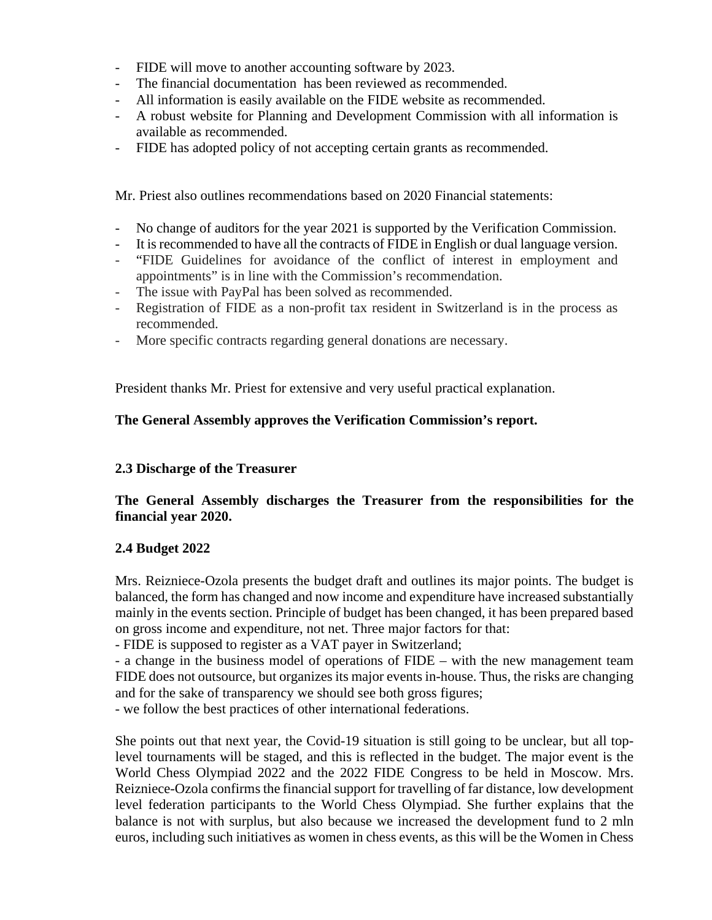- FIDE will move to another accounting software by 2023.
- The financial documentation has been reviewed as recommended.
- All information is easily available on the FIDE website as recommended.
- A robust website for Planning and Development Commission with all information is available as recommended.
- FIDE has adopted policy of not accepting certain grants as recommended.

Mr. Priest also outlines recommendations based on 2020 Financial statements:

- No change of auditors for the year 2021 is supported by the Verification Commission.
- It is recommended to have all the contracts of FIDE in English or dual language version.
- "FIDE Guidelines for avoidance of the conflict of interest in employment and appointments" is in line with the Commission's recommendation.
- The issue with PayPal has been solved as recommended.
- Registration of FIDE as a non-profit tax resident in Switzerland is in the process as recommended.
- More specific contracts regarding general donations are necessary.

President thanks Mr. Priest for extensive and very useful practical explanation.

**The General Assembly approves the Verification Commission's report.**

### 2.3 Discharge of the Treasurer

**The General Assembly discharges the Treasurer from the responsibilities for the financial year 2020.**

### 2.4 Budget 2022

Mrs. Reizniece-Ozola presents the budget draft and outlines its major points. The budget is balanced, the form has changed and now income and expenditure have increased substantially mainly in the events section. Principle of budget has been changed, it has been prepared based on gross income and expenditure, not net. Three major factors for that:

- FIDE is supposed to register as a VAT payer in Switzerland;
- a change in the business model of operations of FIDE – with the new management team FIDE does not outsource, but organizes its major events in-house. Thus, the risks are changing and for the sake of transparency we should see both gross figures;
- we follow the best practices of other international federations.

She points out that next year, the Covid-19 situation is still going to be unclear, but all top-level tournaments will be staged, and this is reflected in the budget. The major event is the World Chess Olympiad 2022 and the 2022 FIDE Congress to be held in Moscow. Mrs. Reizniece-Ozola confirms the financial support for travelling of far distance, low development level federation participants to the World Chess Olympiad. She further explains that the balance is not with surplus, but also because we increased the development fund to 2 mln euros, including such initiatives as women in chess events, as this will be the Women in Chess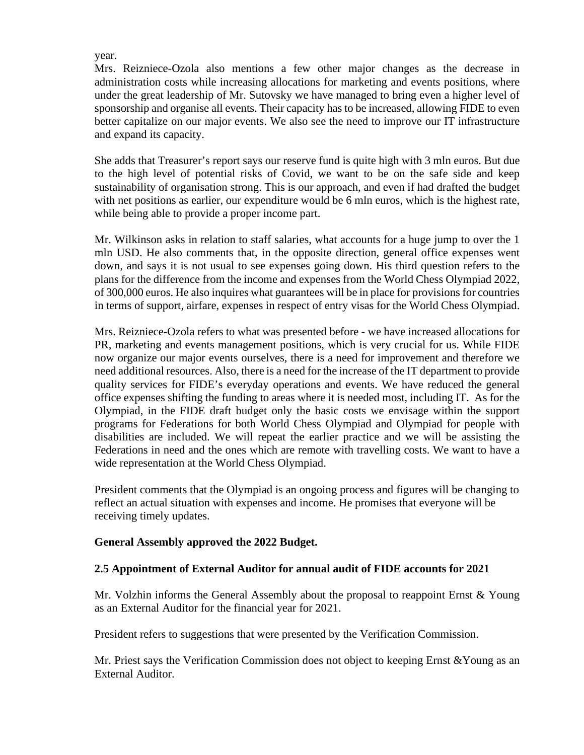year.
Mrs. Reizniece-Ozola also mentions a few other major changes as the decrease in administration costs while increasing allocations for marketing and events positions, where under the great leadership of Mr. Sutovsky we have managed to bring even a higher level of sponsorship and organise all events. Their capacity has to be increased, allowing FIDE to even better capitalize on our major events. We also see the need to improve our IT infrastructure and expand its capacity.

She adds that Treasurer's report says our reserve fund is quite high with 3 mln euros. But due to the high level of potential risks of Covid, we want to be on the safe side and keep sustainability of organisation strong. This is our approach, and even if had drafted the budget with net positions as earlier, our expenditure would be 6 mln euros, which is the highest rate, while being able to provide a proper income part.

Mr. Wilkinson asks in relation to staff salaries, what accounts for a huge jump to over the 1 mln USD. He also comments that, in the opposite direction, general office expenses went down, and says it is not usual to see expenses going down. His third question refers to the plans for the difference from the income and expenses from the World Chess Olympiad 2022, of 300,000 euros. He also inquires what guarantees will be in place for provisions for countries in terms of support, airfare, expenses in respect of entry visas for the World Chess Olympiad.

Mrs. Reizniece-Ozola refers to what was presented before - we have increased allocations for PR, marketing and events management positions, which is very crucial for us. While FIDE now organize our major events ourselves, there is a need for improvement and therefore we need additional resources. Also, there is a need for the increase of the IT department to provide quality services for FIDE's everyday operations and events. We have reduced the general office expenses shifting the funding to areas where it is needed most, including IT. As for the Olympiad, in the FIDE draft budget only the basic costs we envisage within the support programs for Federations for both World Chess Olympiad and Olympiad for people with disabilities are included. We will repeat the earlier practice and we will be assisting the Federations in need and the ones which are remote with travelling costs. We want to have a wide representation at the World Chess Olympiad.

President comments that the Olympiad is an ongoing process and figures will be changing to reflect an actual situation with expenses and income. He promises that everyone will be receiving timely updates.

**General Assembly approved the 2022 Budget.**

### 2.5 Appointment of External Auditor for annual audit of FIDE accounts for 2021

Mr. Volzhin informs the General Assembly about the proposal to reappoint Ernst & Young as an External Auditor for the financial year for 2021.

President refers to suggestions that were presented by the Verification Commission.

Mr. Priest says the Verification Commission does not object to keeping Ernst &Young as an External Auditor.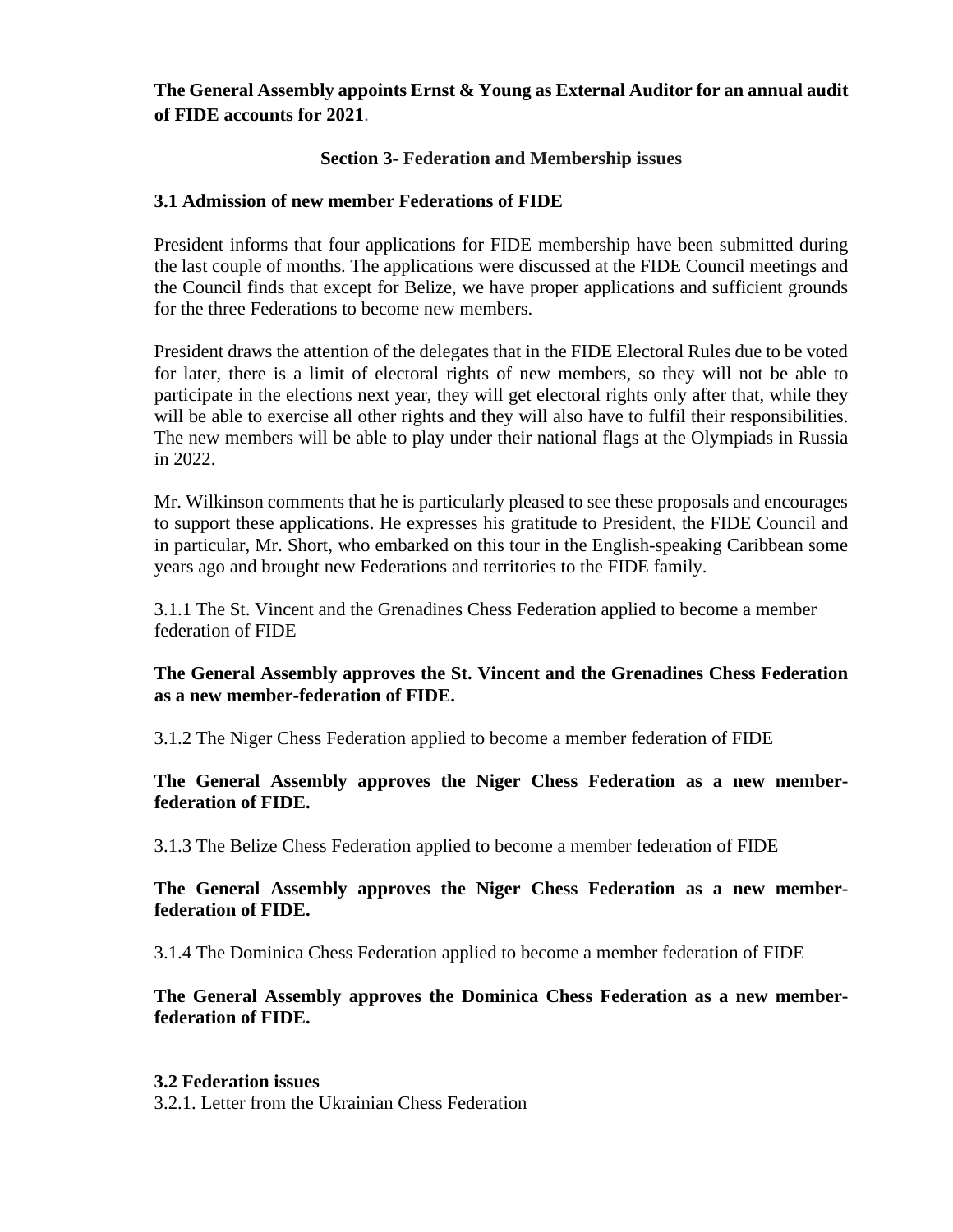**The General Assembly appoints Ernst & Young as External Auditor for an annual audit of FIDE accounts for 2021**.

**Section 3- Federation and Membership issues**

**3.1 Admission of new member Federations of FIDE**

President informs that four applications for FIDE membership have been submitted during the last couple of months. The applications were discussed at the FIDE Council meetings and the Council finds that except for Belize, we have proper applications and sufficient grounds for the three Federations to become new members.

President draws the attention of the delegates that in the FIDE Electoral Rules due to be voted for later, there is a limit of electoral rights of new members, so they will not be able to participate in the elections next year, they will get electoral rights only after that, while they will be able to exercise all other rights and they will also have to fulfil their responsibilities. The new members will be able to play under their national flags at the Olympiads in Russia in 2022.

Mr. Wilkinson comments that he is particularly pleased to see these proposals and encourages to support these applications. He expresses his gratitude to President, the FIDE Council and in particular, Mr. Short, who embarked on this tour in the English-speaking Caribbean some years ago and brought new Federations and territories to the FIDE family.

3.1.1 The St. Vincent and the Grenadines Chess Federation applied to become a member federation of FIDE

**The General Assembly approves the St. Vincent and the Grenadines Chess Federation as a new member-federation of FIDE.**

3.1.2 The Niger Chess Federation applied to become a member federation of FIDE

**The General Assembly approves the Niger Chess Federation as a new member-federation of FIDE.**

3.1.3 The Belize Chess Federation applied to become a member federation of FIDE

**The General Assembly approves the Niger Chess Federation as a new member-federation of FIDE.**

3.1.4 The Dominica Chess Federation applied to become a member federation of FIDE

**The General Assembly approves the Dominica Chess Federation as a new member-federation of FIDE.**

**3.2 Federation issues**

3.2.1. Letter from the Ukrainian Chess Federation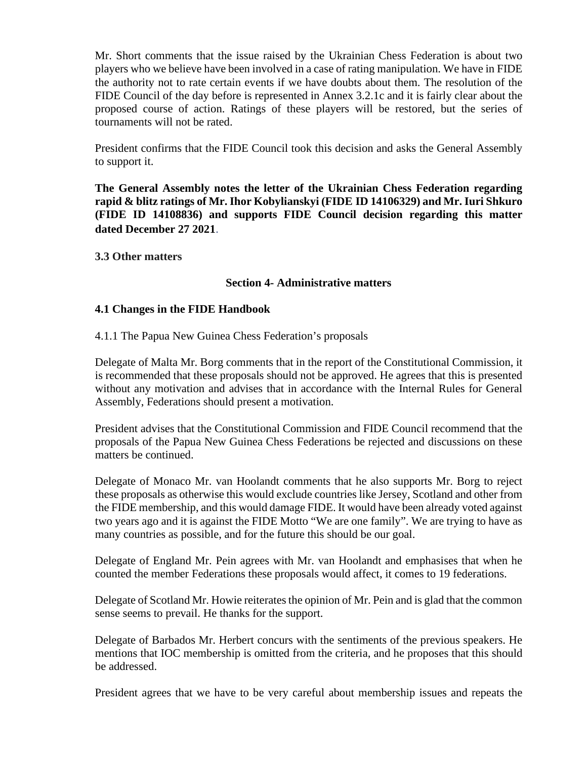Mr. Short comments that the issue raised by the Ukrainian Chess Federation is about two players who we believe have been involved in a case of rating manipulation. We have in FIDE the authority not to rate certain events if we have doubts about them. The resolution of the FIDE Council of the day before is represented in Annex 3.2.1c and it is fairly clear about the proposed course of action. Ratings of these players will be restored, but the series of tournaments will not be rated.

President confirms that the FIDE Council took this decision and asks the General Assembly to support it.

**The General Assembly notes the letter of the Ukrainian Chess Federation regarding rapid & blitz ratings of Mr. Ihor Kobylianskyi (FIDE ID 14106329) and Mr. Iuri Shkuro (FIDE ID 14108836) and supports FIDE Council decision regarding this matter dated December 27 2021**.

**3.3 Other matters**

## Section 4- Administrative matters

### 4.1 Changes in the FIDE Handbook

4.1.1 The Papua New Guinea Chess Federation's proposals

Delegate of Malta Mr. Borg comments that in the report of the Constitutional Commission, it is recommended that these proposals should not be approved. He agrees that this is presented without any motivation and advises that in accordance with the Internal Rules for General Assembly, Federations should present a motivation.

President advises that the Constitutional Commission and FIDE Council recommend that the proposals of the Papua New Guinea Chess Federations be rejected and discussions on these matters be continued.

Delegate of Monaco Mr. van Hoolandt comments that he also supports Mr. Borg to reject these proposals as otherwise this would exclude countries like Jersey, Scotland and other from the FIDE membership, and this would damage FIDE. It would have been already voted against two years ago and it is against the FIDE Motto "We are one family". We are trying to have as many countries as possible, and for the future this should be our goal.

Delegate of England Mr. Pein agrees with Mr. van Hoolandt and emphasises that when he counted the member Federations these proposals would affect, it comes to 19 federations.

Delegate of Scotland Mr. Howie reiterates the opinion of Mr. Pein and is glad that the common sense seems to prevail. He thanks for the support.

Delegate of Barbados Mr. Herbert concurs with the sentiments of the previous speakers. He mentions that IOC membership is omitted from the criteria, and he proposes that this should be addressed.

President agrees that we have to be very careful about membership issues and repeats the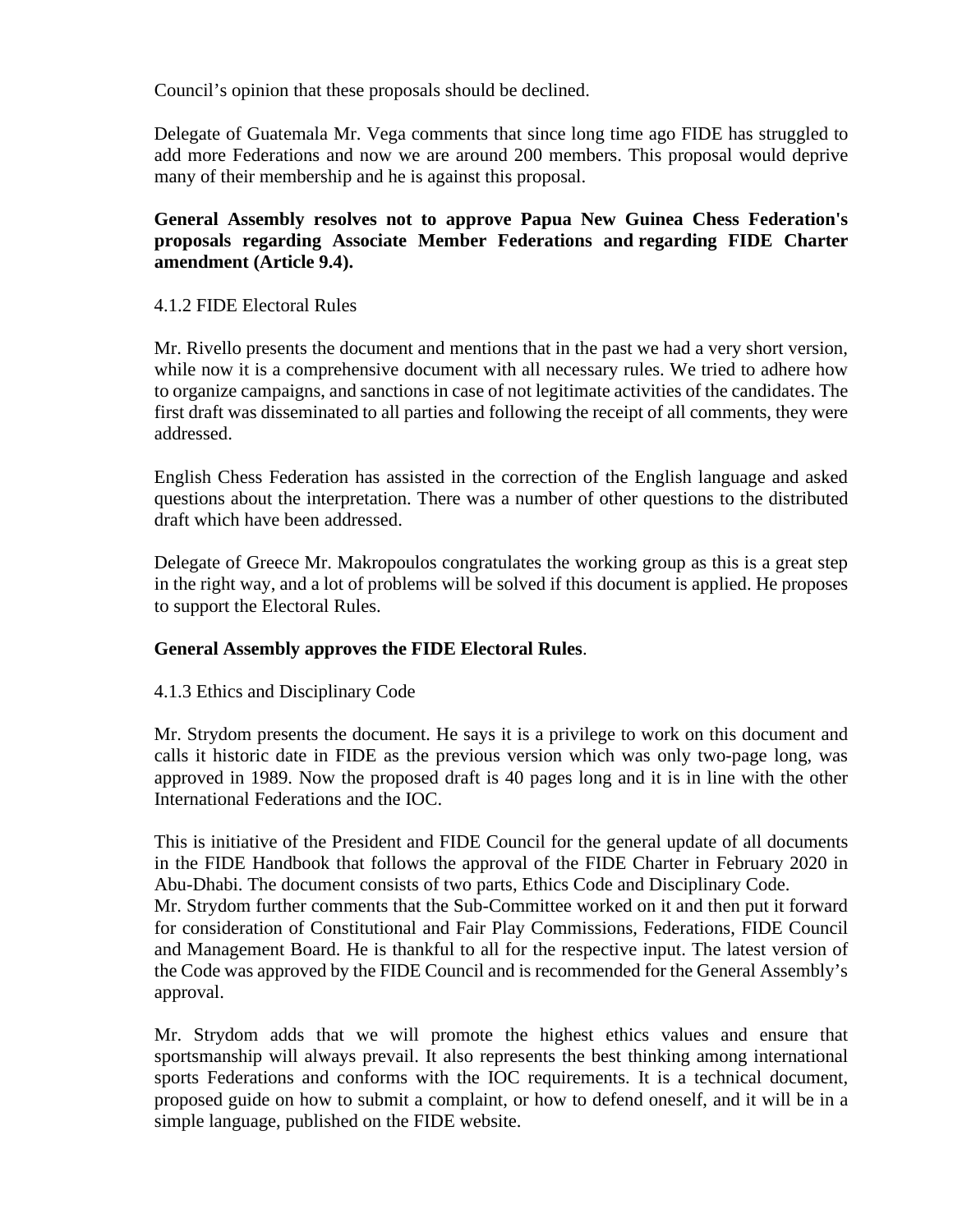Council's opinion that these proposals should be declined.

Delegate of Guatemala Mr. Vega comments that since long time ago FIDE has struggled to add more Federations and now we are around 200 members. This proposal would deprive many of their membership and he is against this proposal.

**General Assembly resolves not to approve Papua New Guinea Chess Federation's proposals regarding Associate Member Federations and regarding FIDE Charter amendment (Article 9.4).**

4.1.2 FIDE Electoral Rules

Mr. Rivello presents the document and mentions that in the past we had a very short version, while now it is a comprehensive document with all necessary rules. We tried to adhere how to organize campaigns, and sanctions in case of not legitimate activities of the candidates. The first draft was disseminated to all parties and following the receipt of all comments, they were addressed.

English Chess Federation has assisted in the correction of the English language and asked questions about the interpretation. There was a number of other questions to the distributed draft which have been addressed.

Delegate of Greece Mr. Makropoulos congratulates the working group as this is a great step in the right way, and a lot of problems will be solved if this document is applied. He proposes to support the Electoral Rules.

**General Assembly approves the FIDE Electoral Rules**.

4.1.3 Ethics and Disciplinary Code

Mr. Strydom presents the document. He says it is a privilege to work on this document and calls it historic date in FIDE as the previous version which was only two-page long, was approved in 1989. Now the proposed draft is 40 pages long and it is in line with the other International Federations and the IOC.

This is initiative of the President and FIDE Council for the general update of all documents in the FIDE Handbook that follows the approval of the FIDE Charter in February 2020 in Abu-Dhabi. The document consists of two parts, Ethics Code and Disciplinary Code.
Mr. Strydom further comments that the Sub-Committee worked on it and then put it forward for consideration of Constitutional and Fair Play Commissions, Federations, FIDE Council and Management Board. He is thankful to all for the respective input. The latest version of the Code was approved by the FIDE Council and is recommended for the General Assembly's approval.

Mr. Strydom adds that we will promote the highest ethics values and ensure that sportsmanship will always prevail. It also represents the best thinking among international sports Federations and conforms with the IOC requirements. It is a technical document, proposed guide on how to submit a complaint, or how to defend oneself, and it will be in a simple language, published on the FIDE website.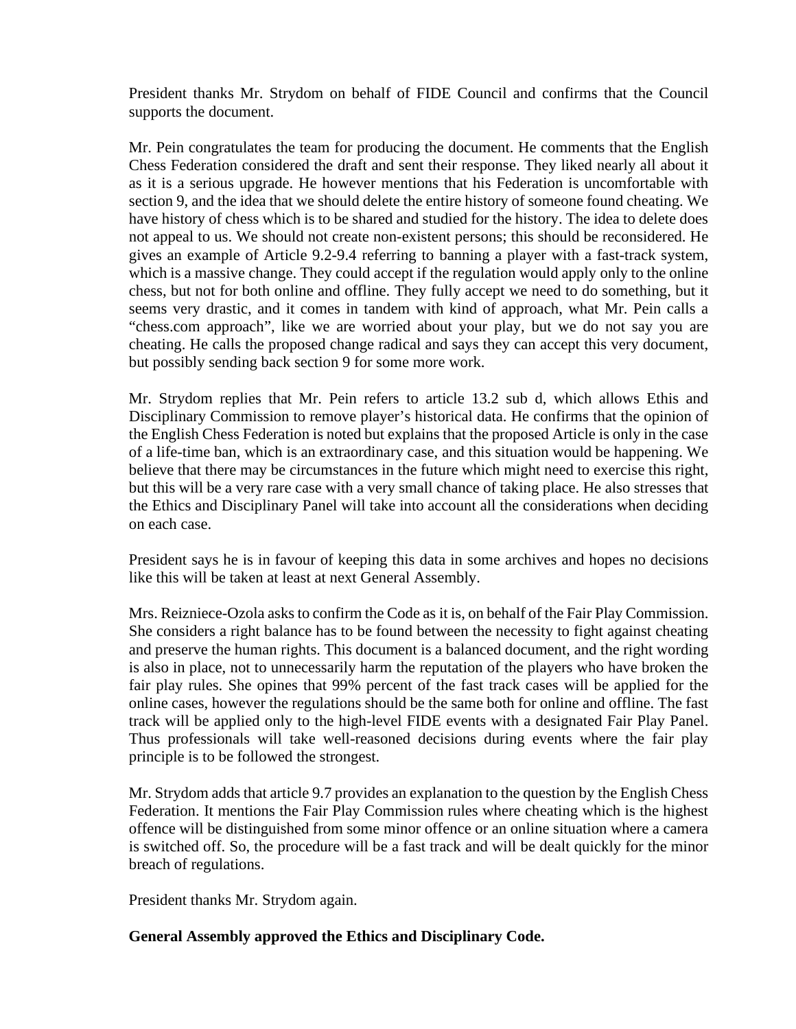President thanks Mr. Strydom on behalf of FIDE Council and confirms that the Council supports the document.

Mr. Pein congratulates the team for producing the document. He comments that the English Chess Federation considered the draft and sent their response. They liked nearly all about it as it is a serious upgrade. He however mentions that his Federation is uncomfortable with section 9, and the idea that we should delete the entire history of someone found cheating. We have history of chess which is to be shared and studied for the history. The idea to delete does not appeal to us. We should not create non-existent persons; this should be reconsidered. He gives an example of Article 9.2-9.4 referring to banning a player with a fast-track system, which is a massive change. They could accept if the regulation would apply only to the online chess, but not for both online and offline. They fully accept we need to do something, but it seems very drastic, and it comes in tandem with kind of approach, what Mr. Pein calls a "chess.com approach", like we are worried about your play, but we do not say you are cheating. He calls the proposed change radical and says they can accept this very document, but possibly sending back section 9 for some more work.

Mr. Strydom replies that Mr. Pein refers to article 13.2 sub d, which allows Ethis and Disciplinary Commission to remove player's historical data. He confirms that the opinion of the English Chess Federation is noted but explains that the proposed Article is only in the case of a life-time ban, which is an extraordinary case, and this situation would be happening. We believe that there may be circumstances in the future which might need to exercise this right, but this will be a very rare case with a very small chance of taking place. He also stresses that the Ethics and Disciplinary Panel will take into account all the considerations when deciding on each case.

President says he is in favour of keeping this data in some archives and hopes no decisions like this will be taken at least at next General Assembly.

Mrs. Reizniece-Ozola asks to confirm the Code as it is, on behalf of the Fair Play Commission. She considers a right balance has to be found between the necessity to fight against cheating and preserve the human rights. This document is a balanced document, and the right wording is also in place, not to unnecessarily harm the reputation of the players who have broken the fair play rules. She opines that 99% percent of the fast track cases will be applied for the online cases, however the regulations should be the same both for online and offline. The fast track will be applied only to the high-level FIDE events with a designated Fair Play Panel. Thus professionals will take well-reasoned decisions during events where the fair play principle is to be followed the strongest.

Mr. Strydom adds that article 9.7 provides an explanation to the question by the English Chess Federation. It mentions the Fair Play Commission rules where cheating which is the highest offence will be distinguished from some minor offence or an online situation where a camera is switched off. So, the procedure will be a fast track and will be dealt quickly for the minor breach of regulations.

President thanks Mr. Strydom again.

**General Assembly approved the Ethics and Disciplinary Code.**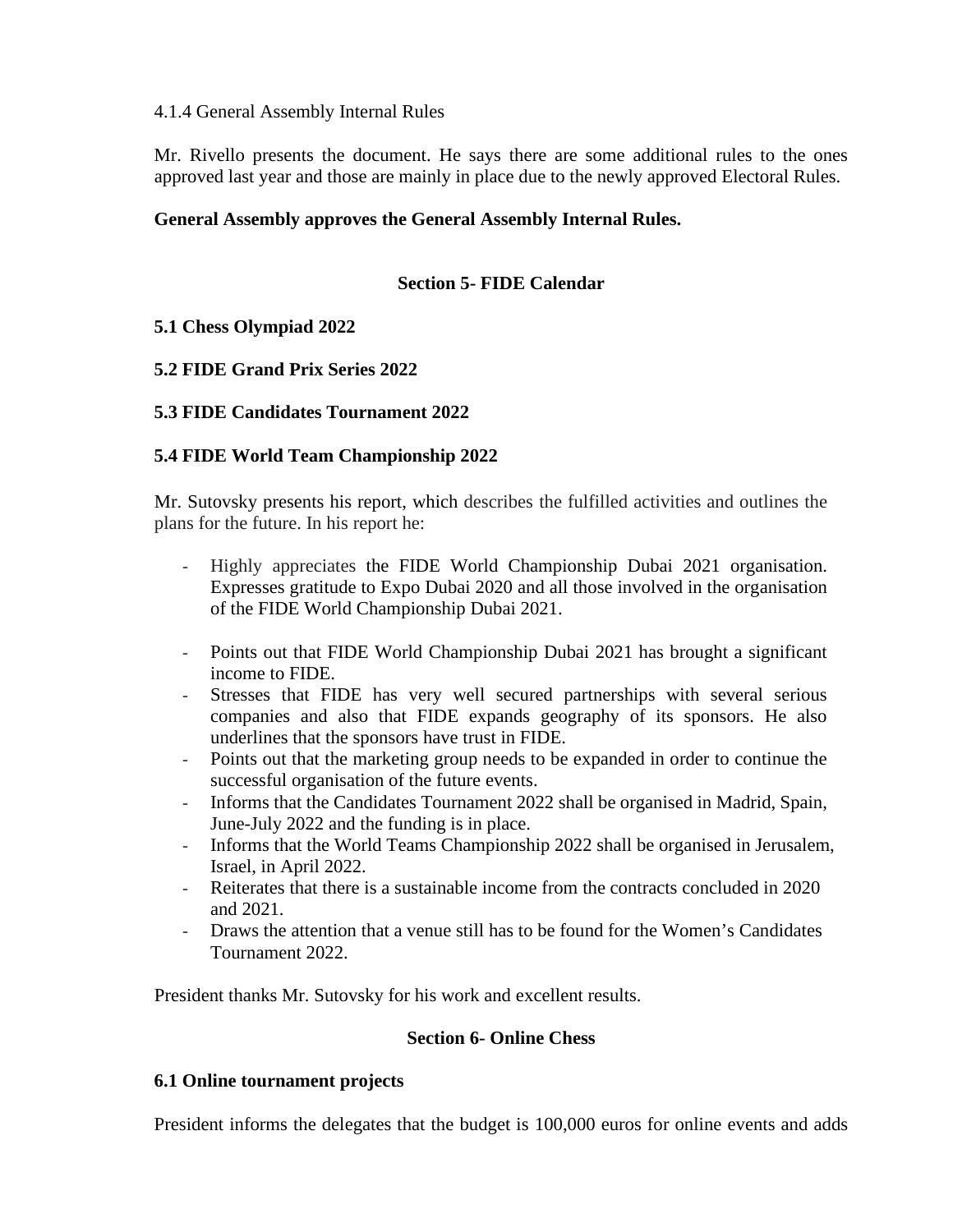4.1.4 General Assembly Internal Rules

Mr. Rivello presents the document. He says there are some additional rules to the ones approved last year and those are mainly in place due to the newly approved Electoral Rules.

**General Assembly approves the General Assembly Internal Rules.**

## Section 5- FIDE Calendar

**5.1 Chess Olympiad 2022**

**5.2 FIDE Grand Prix Series 2022**

**5.3 FIDE Candidates Tournament 2022**

**5.4 FIDE World Team Championship 2022**

Mr. Sutovsky presents his report, which describes the fulfilled activities and outlines the plans for the future. In his report he:

- Highly appreciates the FIDE World Championship Dubai 2021 organisation. Expresses gratitude to Expo Dubai 2020 and all those involved in the organisation of the FIDE World Championship Dubai 2021.

- Points out that FIDE World Championship Dubai 2021 has brought a significant income to FIDE.
- Stresses that FIDE has very well secured partnerships with several serious companies and also that FIDE expands geography of its sponsors. He also underlines that the sponsors have trust in FIDE.
- Points out that the marketing group needs to be expanded in order to continue the successful organisation of the future events.
- Informs that the Candidates Tournament 2022 shall be organised in Madrid, Spain, June-July 2022 and the funding is in place.
- Informs that the World Teams Championship 2022 shall be organised in Jerusalem, Israel, in April 2022.
- Reiterates that there is a sustainable income from the contracts concluded in 2020 and 2021.
- Draws the attention that a venue still has to be found for the Women's Candidates Tournament 2022.

President thanks Mr. Sutovsky for his work and excellent results.

## Section 6- Online Chess

**6.1 Online tournament projects**

President informs the delegates that the budget is 100,000 euros for online events and adds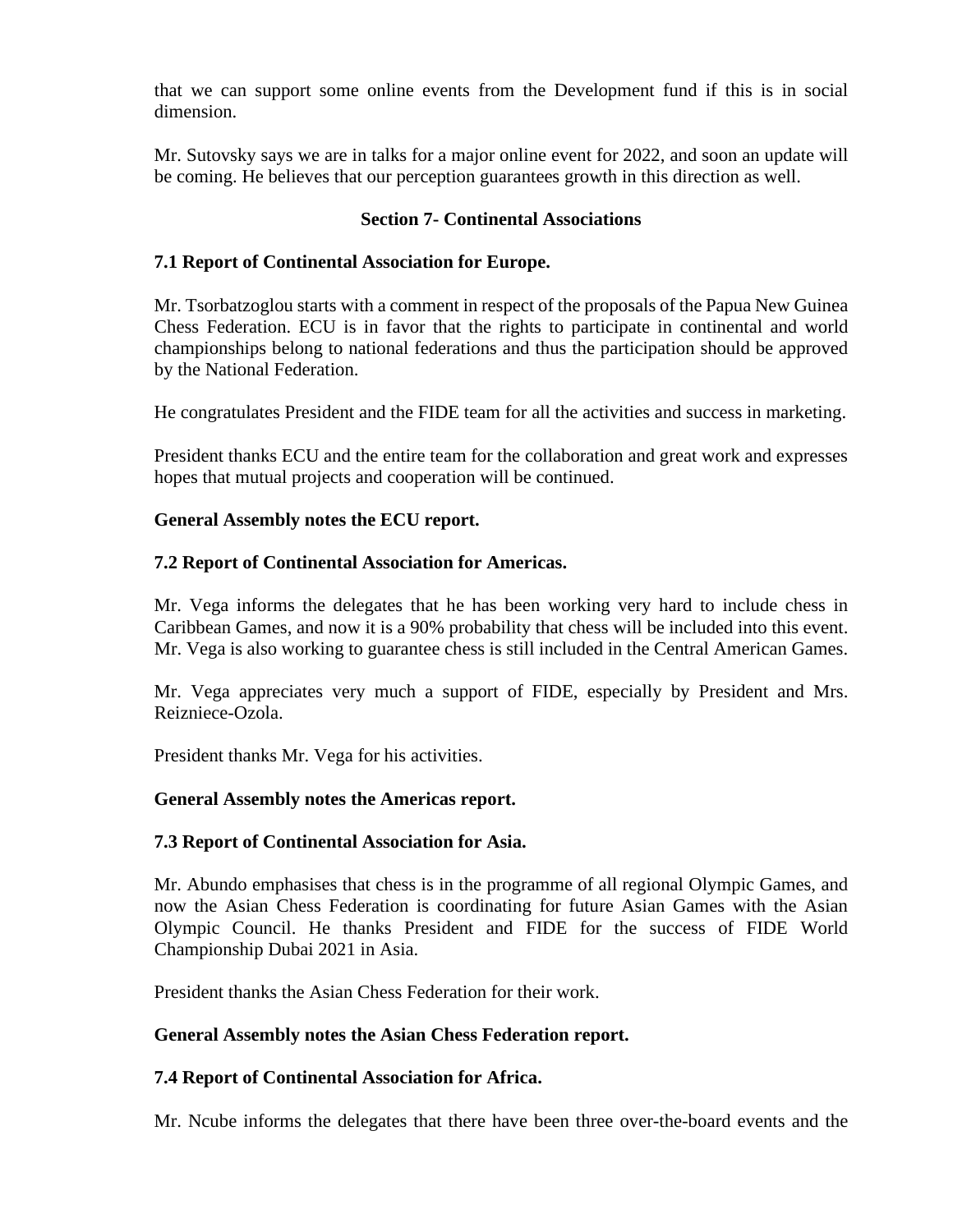that we can support some online events from the Development fund if this is in social dimension.

Mr. Sutovsky says we are in talks for a major online event for 2022, and soon an update will be coming. He believes that our perception guarantees growth in this direction as well.

## Section 7- Continental Associations

### 7.1 Report of Continental Association for Europe.

Mr. Tsorbatzoglou starts with a comment in respect of the proposals of the Papua New Guinea Chess Federation. ECU is in favor that the rights to participate in continental and world championships belong to national federations and thus the participation should be approved by the National Federation.

He congratulates President and the FIDE team for all the activities and success in marketing.

President thanks ECU and the entire team for the collaboration and great work and expresses hopes that mutual projects and cooperation will be continued.

**General Assembly notes the ECU report.**

### 7.2 Report of Continental Association for Americas.

Mr. Vega informs the delegates that he has been working very hard to include chess in Caribbean Games, and now it is a 90% probability that chess will be included into this event. Mr. Vega is also working to guarantee chess is still included in the Central American Games.

Mr. Vega appreciates very much a support of FIDE, especially by President and Mrs. Reizniece-Ozola.

President thanks Mr. Vega for his activities.

**General Assembly notes the Americas report.**

### 7.3 Report of Continental Association for Asia.

Mr. Abundo emphasises that chess is in the programme of all regional Olympic Games, and now the Asian Chess Federation is coordinating for future Asian Games with the Asian Olympic Council. He thanks President and FIDE for the success of FIDE World Championship Dubai 2021 in Asia.

President thanks the Asian Chess Federation for their work.

**General Assembly notes the Asian Chess Federation report.**

### 7.4 Report of Continental Association for Africa.

Mr. Ncube informs the delegates that there have been three over-the-board events and the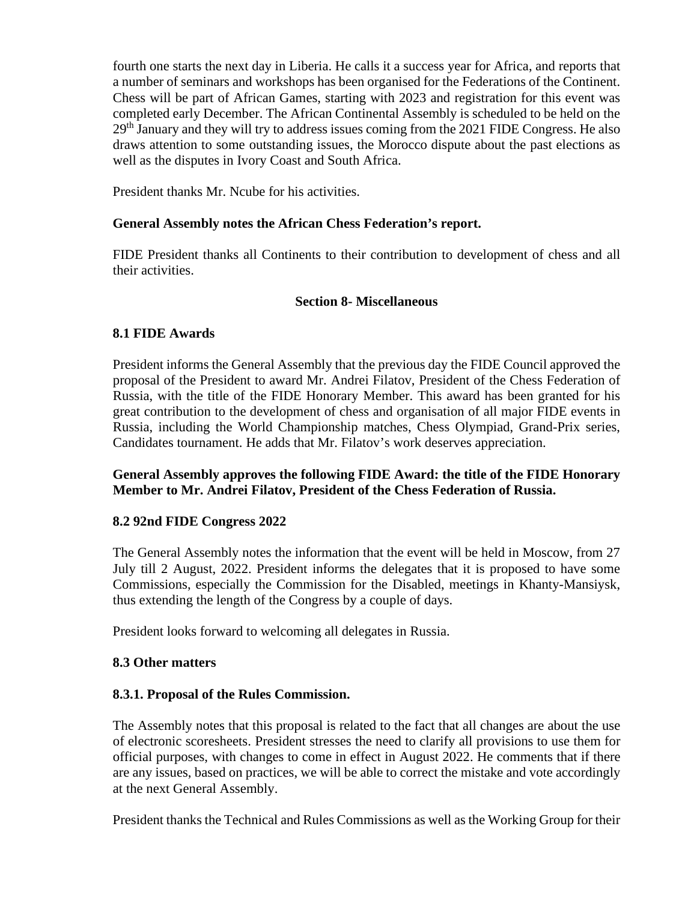fourth one starts the next day in Liberia. He calls it a success year for Africa, and reports that a number of seminars and workshops has been organised for the Federations of the Continent. Chess will be part of African Games, starting with 2023 and registration for this event was completed early December. The African Continental Assembly is scheduled to be held on the 29th January and they will try to address issues coming from the 2021 FIDE Congress. He also draws attention to some outstanding issues, the Morocco dispute about the past elections as well as the disputes in Ivory Coast and South Africa.

President thanks Mr. Ncube for his activities.

**General Assembly notes the African Chess Federation's report.**

FIDE President thanks all Continents to their contribution to development of chess and all their activities.

## Section 8- Miscellaneous

### 8.1 FIDE Awards

President informs the General Assembly that the previous day the FIDE Council approved the proposal of the President to award Mr. Andrei Filatov, President of the Chess Federation of Russia, with the title of the FIDE Honorary Member. This award has been granted for his great contribution to the development of chess and organisation of all major FIDE events in Russia, including the World Championship matches, Chess Olympiad, Grand-Prix series, Candidates tournament. He adds that Mr. Filatov's work deserves appreciation.

**General Assembly approves the following FIDE Award: the title of the FIDE Honorary Member to Mr. Andrei Filatov, President of the Chess Federation of Russia.**

### 8.2 92nd FIDE Congress 2022

The General Assembly notes the information that the event will be held in Moscow, from 27 July till 2 August, 2022. President informs the delegates that it is proposed to have some Commissions, especially the Commission for the Disabled, meetings in Khanty-Mansiysk, thus extending the length of the Congress by a couple of days.

President looks forward to welcoming all delegates in Russia.

### 8.3 Other matters

#### 8.3.1. Proposal of the Rules Commission.

The Assembly notes that this proposal is related to the fact that all changes are about the use of electronic scoresheets. President stresses the need to clarify all provisions to use them for official purposes, with changes to come in effect in August 2022. He comments that if there are any issues, based on practices, we will be able to correct the mistake and vote accordingly at the next General Assembly.

President thanks the Technical and Rules Commissions as well as the Working Group for their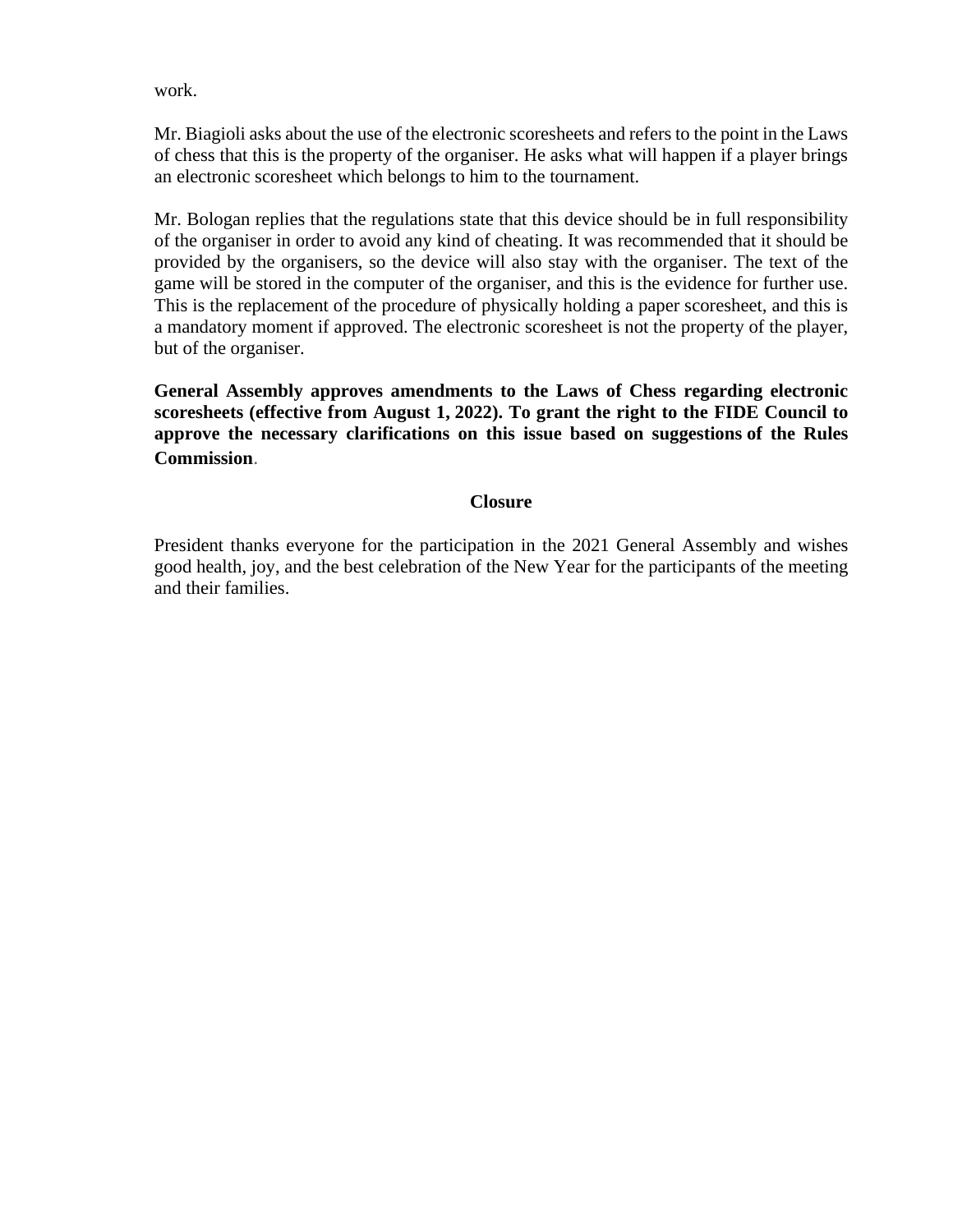work.

Mr. Biagioli asks about the use of the electronic scoresheets and refers to the point in the Laws of chess that this is the property of the organiser. He asks what will happen if a player brings an electronic scoresheet which belongs to him to the tournament.

Mr. Bologan replies that the regulations state that this device should be in full responsibility of the organiser in order to avoid any kind of cheating. It was recommended that it should be provided by the organisers, so the device will also stay with the organiser. The text of the game will be stored in the computer of the organiser, and this is the evidence for further use. This is the replacement of the procedure of physically holding a paper scoresheet, and this is a mandatory moment if approved. The electronic scoresheet is not the property of the player, but of the organiser.

**General Assembly approves amendments to the Laws of Chess regarding electronic scoresheets (effective from August 1, 2022). To grant the right to the FIDE Council to approve the necessary clarifications on this issue based on suggestions of the Rules Commission.**

## Closure

President thanks everyone for the participation in the 2021 General Assembly and wishes good health, joy, and the best celebration of the New Year for the participants of the meeting and their families.